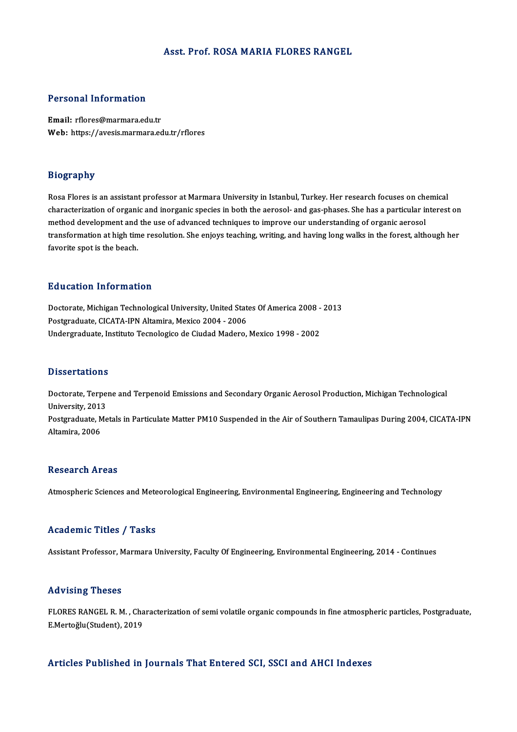# Asst. Prof. ROSA MARIA FLORES RANGEL

## Personal Information

**Email:** rflores@marmara.edu.tr
**Web:** https://avesis.marmara.edu.tr/rflores

## Biography

Rosa Flores is an assistant professor at Marmara University in Istanbul, Turkey. Her research focuses on chemical characterization of organic and inorganic species in both the aerosol- and gas-phases. She has a particular interest on method development and the use of advanced techniques to improve our understanding of organic aerosol transformation at high time resolution. She enjoys teaching, writing, and having long walks in the forest, although her favorite spot is the beach.

## Education Information

Doctorate, Michigan Technological University, United States Of America 2008 - 2013
Postgraduate, CICATA-IPN Altamira, Mexico 2004 - 2006
Undergraduate, Instituto Tecnologico de Ciudad Madero, Mexico 1998 - 2002

## Dissertations

Doctorate, Terpene and Terpenoid Emissions and Secondary Organic Aerosol Production, Michigan Technological University, 2013
Postgraduate, Metals in Particulate Matter PM10 Suspended in the Air of Southern Tamaulipas During 2004, CICATA-IPN Altamira, 2006

## Research Areas

Atmospheric Sciences and Meteorological Engineering, Environmental Engineering, Engineering and Technology

## Academic Titles / Tasks

Assistant Professor, Marmara University, Faculty Of Engineering, Environmental Engineering, 2014 - Continues

## Advising Theses

FLORES RANGEL R. M. , Characterization of semi volatile organic compounds in fine atmospheric particles, Postgraduate, E.Mertoğlu(Student), 2019

## Articles Published in Journals That Entered SCI, SSCI and AHCI Indexes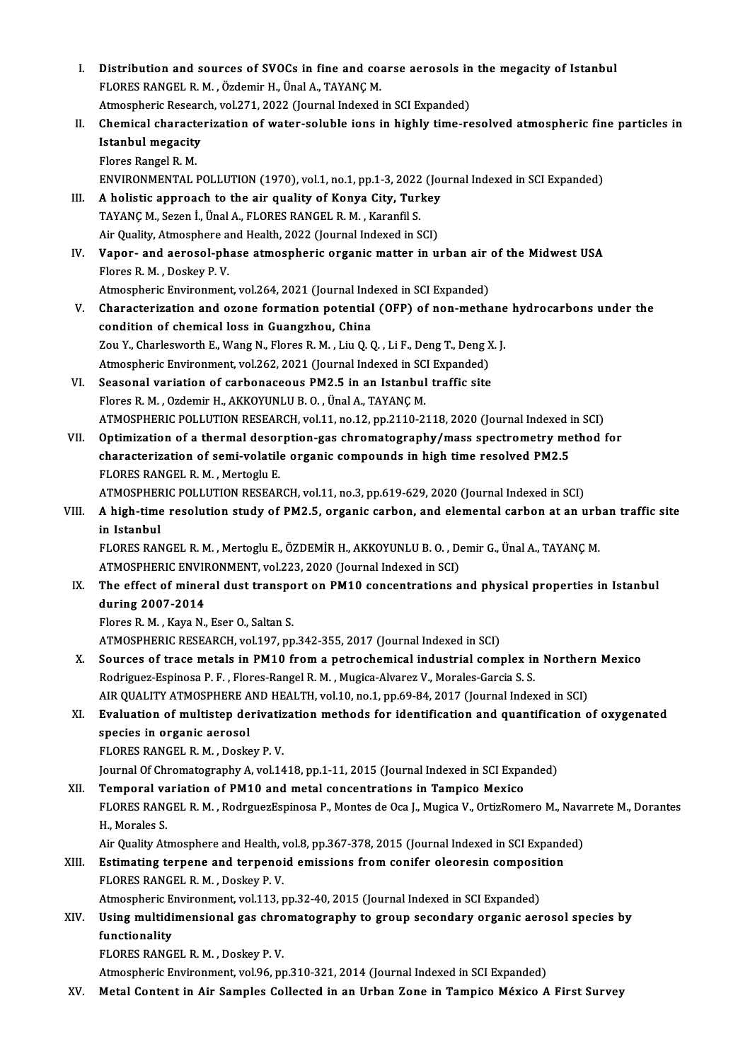I. **Distribution and sources of SVOCs in fine and coarse aerosols in the megacity of Istanbul**
FLORES RANGEL R. M. , Özdemir H., Ünal A., TAYANÇ M.
Atmospheric Research, vol.271, 2022 (Journal Indexed in SCI Expanded)

II. **Chemical characterization of water-soluble ions in highly time-resolved atmospheric fine particles in Istanbul megacity**
Flores Rangel R. M.
ENVIRONMENTAL POLLUTION (1970), vol.1, no.1, pp.1-3, 2022 (Journal Indexed in SCI Expanded)

III. **A holistic approach to the air quality of Konya City, Turkey**
TAYANÇ M., Sezen İ., Ünal A., FLORES RANGEL R. M. , Karanfil S.
Air Quality, Atmosphere and Health, 2022 (Journal Indexed in SCI)

IV. **Vapor- and aerosol-phase atmospheric organic matter in urban air of the Midwest USA**
Flores R. M. , Doskey P. V.
Atmospheric Environment, vol.264, 2021 (Journal Indexed in SCI Expanded)

V. **Characterization and ozone formation potential (OFP) of non-methane hydrocarbons under the condition of chemical loss in Guangzhou, China**
Zou Y., Charlesworth E., Wang N., Flores R. M. , Liu Q. Q. , Li F., Deng T., Deng X. J.
Atmospheric Environment, vol.262, 2021 (Journal Indexed in SCI Expanded)

VI. **Seasonal variation of carbonaceous PM2.5 in an Istanbul traffic site**
Flores R. M. , Ozdemir H., AKKOYUNLU B. O. , Ünal A., TAYANÇ M.
ATMOSPHERIC POLLUTION RESEARCH, vol.11, no.12, pp.2110-2118, 2020 (Journal Indexed in SCI)

VII. **Optimization of a thermal desorption-gas chromatography/mass spectrometry method for characterization of semi-volatile organic compounds in high time resolved PM2.5**
FLORES RANGEL R. M. , Mertoglu E.
ATMOSPHERIC POLLUTION RESEARCH, vol.11, no.3, pp.619-629, 2020 (Journal Indexed in SCI)

VIII. **A high-time resolution study of PM2.5, organic carbon, and elemental carbon at an urban traffic site in Istanbul**
FLORES RANGEL R. M. , Mertoglu E., ÖZDEMİR H., AKKOYUNLU B. O. , Demir G., Ünal A., TAYANÇ M.
ATMOSPHERIC ENVIRONMENT, vol.223, 2020 (Journal Indexed in SCI)

IX. **The effect of mineral dust transport on PM10 concentrations and physical properties in Istanbul during 2007-2014**
Flores R. M. , Kaya N., Eser O., Saltan S.
ATMOSPHERIC RESEARCH, vol.197, pp.342-355, 2017 (Journal Indexed in SCI)

X. **Sources of trace metals in PM10 from a petrochemical industrial complex in Northern Mexico**
Rodriguez-Espinosa P. F. , Flores-Rangel R. M. , Mugica-Alvarez V., Morales-Garcia S. S.
AIR QUALITY ATMOSPHERE AND HEALTH, vol.10, no.1, pp.69-84, 2017 (Journal Indexed in SCI)

XI. **Evaluation of multistep derivatization methods for identification and quantification of oxygenated species in organic aerosol**
FLORES RANGEL R. M. , Doskey P. V.
Journal Of Chromatography A, vol.1418, pp.1-11, 2015 (Journal Indexed in SCI Expanded)

XII. **Temporal variation of PM10 and metal concentrations in Tampico Mexico**
FLORES RANGEL R. M. , RodrguezEspinosa P., Montes de Oca J., Mugica V., OrtizRomero M., Navarrete M., Dorantes H., Morales S.
Air Quality Atmosphere and Health, vol.8, pp.367-378, 2015 (Journal Indexed in SCI Expanded)

XIII. **Estimating terpene and terpenoid emissions from conifer oleoresin composition**
FLORES RANGEL R. M. , Doskey P. V.
Atmospheric Environment, vol.113, pp.32-40, 2015 (Journal Indexed in SCI Expanded)

XIV. **Using multidimensional gas chromatography to group secondary organic aerosol species by functionality**
FLORES RANGEL R. M. , Doskey P. V.
Atmospheric Environment, vol.96, pp.310-321, 2014 (Journal Indexed in SCI Expanded)

XV. **Metal Content in Air Samples Collected in an Urban Zone in Tampico México A First Survey**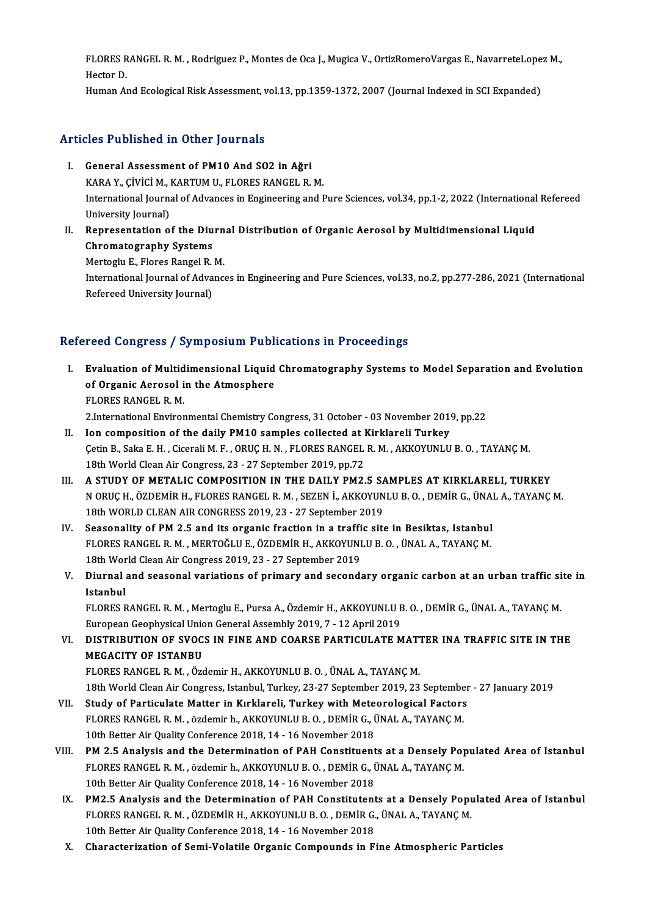FLORES RANGEL R. M. , Rodriguez P., Montes de Oca J., Mugica V., OrtizRomeroVargas E., NavarreteLopez M., Hector D.
Human And Ecological Risk Assessment, vol.13, pp.1359-1372, 2007 (Journal Indexed in SCI Expanded)

## Articles Published in Other Journals

I. **General Assessment of PM10 And SO2 in Ağri**
KARA Y., ÇİVİCİ M., KARTUM U., FLORES RANGEL R. M.
International Journal of Advances in Engineering and Pure Sciences, vol.34, pp.1-2, 2022 (International Refereed University Journal)

II. **Representation of the Diurnal Distribution of Organic Aerosol by Multidimensional Liquid Chromatography Systems**
Mertoglu E., Flores Rangel R. M.
International Journal of Advances in Engineering and Pure Sciences, vol.33, no.2, pp.277-286, 2021 (International Refereed University Journal)

## Refereed Congress / Symposium Publications in Proceedings

I. **Evaluation of Multidimensional Liquid Chromatography Systems to Model Separation and Evolution of Organic Aerosol in the Atmosphere**
FLORES RANGEL R. M.
2.International Environmental Chemistry Congress, 31 October - 03 November 2019, pp.22

II. **Ion composition of the daily PM10 samples collected at Kirklareli Turkey**
Çetin B., Saka E. H. , Cicerali M. F. , ORUÇ H. N. , FLORES RANGEL R. M. , AKKOYUNLU B. O. , TAYANÇ M.
18th World Clean Air Congress, 23 - 27 September 2019, pp.72

III. **A STUDY OF METALIC COMPOSITION IN THE DAILY PM2.5 SAMPLES AT KIRKLARELI, TURKEY**
N ORUÇ H., ÖZDEMİR H., FLORES RANGEL R. M. , SEZEN İ., AKKOYUNLU B. O. , DEMİR G., ÜNAL A., TAYANÇ M.
18th WORLD CLEAN AIR CONGRESS 2019, 23 - 27 September 2019

IV. **Seasonality of PM 2.5 and its organic fraction in a traffic site in Besiktas, Istanbul**
FLORES RANGEL R. M. , MERTOĞLU E., ÖZDEMİR H., AKKOYUNLU B. O. , ÜNAL A., TAYANÇ M.
18th World Clean Air Congress 2019, 23 - 27 September 2019

V. **Diurnal and seasonal variations of primary and secondary organic carbon at an urban traffic site in Istanbul**
FLORES RANGEL R. M. , Mertoglu E., Pursa A., Özdemir H., AKKOYUNLU B. O. , DEMİR G., ÜNAL A., TAYANÇ M.
European Geophysical Union General Assembly 2019, 7 - 12 April 2019

VI. **DISTRIBUTION OF SVOCS IN FINE AND COARSE PARTICULATE MATTER INA TRAFFIC SITE IN THE MEGACITY OF ISTANBU**
FLORES RANGEL R. M. , Özdemir H., AKKOYUNLU B. O. , ÜNAL A., TAYANÇ M.
18th World Clean Air Congress, Istanbul, Turkey, 23-27 September 2019, 23 September - 27 January 2019

VII. **Study of Particulate Matter in Kırklareli, Turkey with Meteorological Factors**
FLORES RANGEL R. M. , özdemir h., AKKOYUNLU B. O. , DEMİR G., ÜNAL A., TAYANÇ M.
10th Better Air Quality Conference 2018, 14 - 16 November 2018

VIII. **PM 2.5 Analysis and the Determination of PAH Constituents at a Densely Populated Area of Istanbul**
FLORES RANGEL R. M. , özdemir h., AKKOYUNLU B. O. , DEMİR G., ÜNAL A., TAYANÇ M.
10th Better Air Quality Conference 2018, 14 - 16 November 2018

IX. **PM2.5 Analysis and the Determination of PAH Constitutents at a Densely Populated Area of Istanbul**
FLORES RANGEL R. M. , ÖZDEMİR H., AKKOYUNLU B. O. , DEMİR G., ÜNAL A., TAYANÇ M.
10th Better Air Quality Conference 2018, 14 - 16 November 2018

X. **Characterization of Semi-Volatile Organic Compounds in Fine Atmospheric Particles**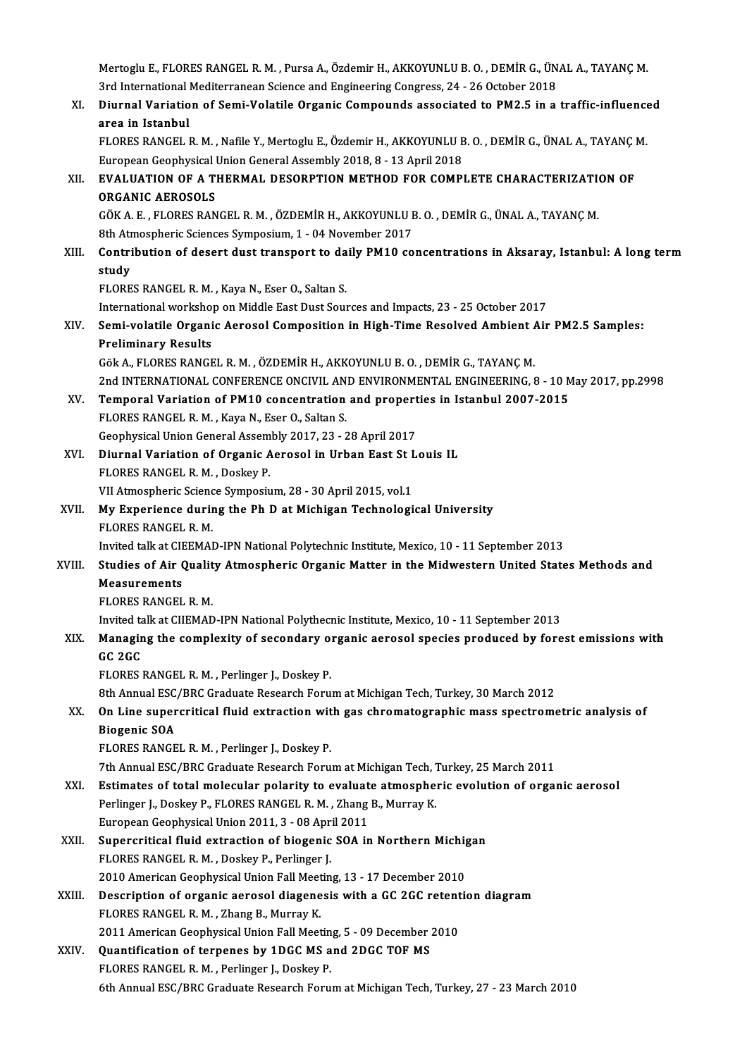Mertoglu E., FLORES RANGEL R. M. , Pursa A., Özdemir H., AKKOYUNLU B. O. , DEMİR G., ÜNAL A., TAYANÇ M.
3rd International Mediterranean Science and Engineering Congress, 24 - 26 October 2018

XI. **Diurnal Variation of Semi-Volatile Organic Compounds associated to PM2.5 in a traffic-influenced area in Istanbul**
FLORES RANGEL R. M. , Nafile Y., Mertoglu E., Özdemir H., AKKOYUNLU B. O. , DEMİR G., ÜNAL A., TAYANÇ M.
European Geophysical Union General Assembly 2018, 8 - 13 April 2018

XII. **EVALUATION OF A THERMAL DESORPTION METHOD FOR COMPLETE CHARACTERIZATION OF ORGANIC AEROSOLS**
GÖK A. E. , FLORES RANGEL R. M. , ÖZDEMİR H., AKKOYUNLU B. O. , DEMİR G., ÜNAL A., TAYANÇ M.
8th Atmospheric Sciences Symposium, 1 - 04 November 2017

XIII. **Contribution of desert dust transport to daily PM10 concentrations in Aksaray, Istanbul: A long term study**
FLORES RANGEL R. M. , Kaya N., Eser O., Saltan S.
International workshop on Middle East Dust Sources and Impacts, 23 - 25 October 2017

XIV. **Semi-volatile Organic Aerosol Composition in High-Time Resolved Ambient Air PM2.5 Samples: Preliminary Results**
Gök A., FLORES RANGEL R. M. , ÖZDEMİR H., AKKOYUNLU B. O. , DEMİR G., TAYANÇ M.
2nd INTERNATIONAL CONFERENCE ONCIVIL AND ENVIRONMENTAL ENGINEERING, 8 - 10 May 2017, pp.2998

XV. **Temporal Variation of PM10 concentration and properties in Istanbul 2007-2015**
FLORES RANGEL R. M. , Kaya N., Eser O., Saltan S.
Geophysical Union General Assembly 2017, 23 - 28 April 2017

XVI. **Diurnal Variation of Organic Aerosol in Urban East St Louis IL**
FLORES RANGEL R. M. , Doskey P.
VII Atmospheric Science Symposium, 28 - 30 April 2015, vol.1

XVII. **My Experience during the Ph D at Michigan Technological University**
FLORES RANGEL R. M.
Invited talk at CIEEMAD-IPN National Polytechnic Institute, Mexico, 10 - 11 September 2013

XVIII. **Studies of Air Quality Atmospheric Organic Matter in the Midwestern United States Methods and Measurements**
FLORES RANGEL R. M.
Invited talk at CIIEMAD-IPN National Polythecnic Institute, Mexico, 10 - 11 September 2013

XIX. **Managing the complexity of secondary organic aerosol species produced by forest emissions with GC 2GC**
FLORES RANGEL R. M. , Perlinger J., Doskey P.
8th Annual ESC/BRC Graduate Research Forum at Michigan Tech, Turkey, 30 March 2012

XX. **On Line supercritical fluid extraction with gas chromatographic mass spectrometric analysis of Biogenic SOA**
FLORES RANGEL R. M. , Perlinger J., Doskey P.
7th Annual ESC/BRC Graduate Research Forum at Michigan Tech, Turkey, 25 March 2011

XXI. **Estimates of total molecular polarity to evaluate atmospheric evolution of organic aerosol**
Perlinger J., Doskey P., FLORES RANGEL R. M. , Zhang B., Murray K.
European Geophysical Union 2011, 3 - 08 April 2011

XXII. **Supercritical fluid extraction of biogenic SOA in Northern Michigan**
FLORES RANGEL R. M. , Doskey P., Perlinger J.
2010 American Geophysical Union Fall Meeting, 13 - 17 December 2010

XXIII. **Description of organic aerosol diagenesis with a GC 2GC retention diagram**
FLORES RANGEL R. M. , Zhang B., Murray K.
2011 American Geophysical Union Fall Meeting, 5 - 09 December 2010

XXIV. **Quantification of terpenes by 1DGC MS and 2DGC TOF MS**
FLORES RANGEL R. M. , Perlinger J., Doskey P.
6th Annual ESC/BRC Graduate Research Forum at Michigan Tech, Turkey, 27 - 23 March 2010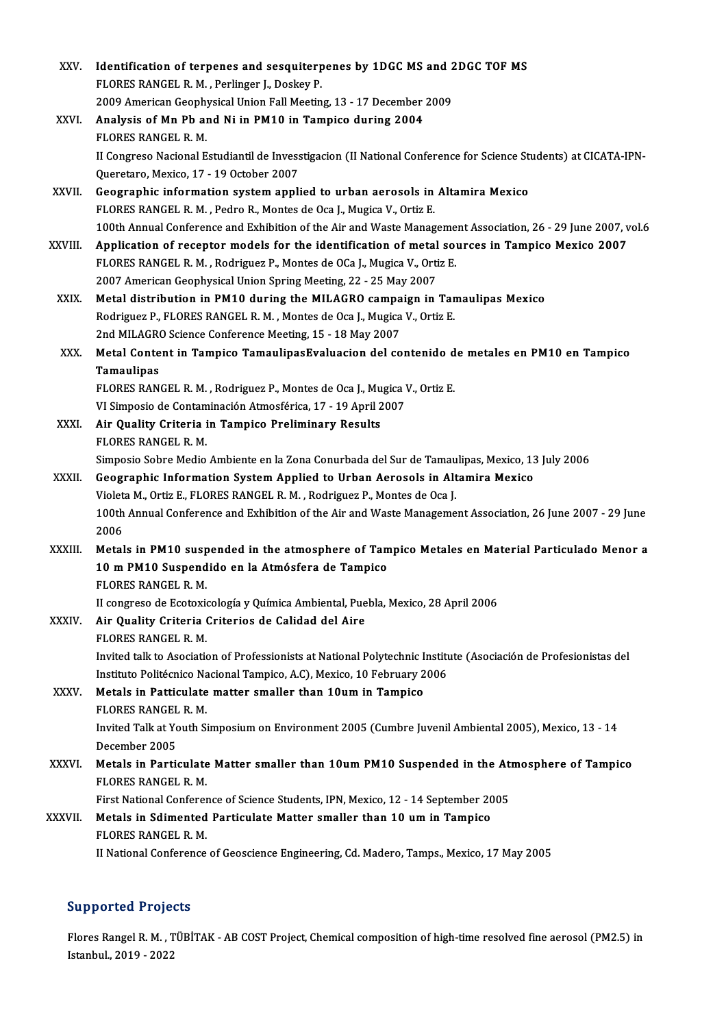XXV. **Identification of terpenes and sesquiterpenes by 1DGC MS and 2DGC TOF MS**
FLORES RANGEL R. M. , Perlinger J., Doskey P.
2009 American Geophysical Union Fall Meeting, 13 - 17 December 2009

XXVI. **Analysis of Mn Pb and Ni in PM10 in Tampico during 2004**
FLORES RANGEL R. M.
II Congreso Nacional Estudiantil de Invesstigacion (II National Conference for Science Students) at CICATA-IPN-Queretaro, Mexico, 17 - 19 October 2007

XXVII. **Geographic information system applied to urban aerosols in Altamira Mexico**
FLORES RANGEL R. M. , Pedro R., Montes de Oca J., Mugica V., Ortiz E.
100th Annual Conference and Exhibition of the Air and Waste Management Association, 26 - 29 June 2007, vol.6

XXVIII. **Application of receptor models for the identification of metal sources in Tampico Mexico 2007**
FLORES RANGEL R. M. , Rodriguez P., Montes de OCa J., Mugica V., Ortiz E.
2007 American Geophysical Union Spring Meeting, 22 - 25 May 2007

XXIX. **Metal distribution in PM10 during the MILAGRO campaign in Tamaulipas Mexico**
Rodriguez P., FLORES RANGEL R. M. , Montes de Oca J., Mugica V., Ortiz E.
2nd MILAGRO Science Conference Meeting, 15 - 18 May 2007

XXX. **Metal Content in Tampico TamaulipasEvaluacion del contenido de metales en PM10 en Tampico Tamaulipas**
FLORES RANGEL R. M. , Rodriguez P., Montes de Oca J., Mugica V., Ortiz E.
VI Simposio de Contaminación Atmosférica, 17 - 19 April 2007

XXXI. **Air Quality Criteria in Tampico Preliminary Results**
FLORES RANGEL R. M.
Simposio Sobre Medio Ambiente en la Zona Conurbada del Sur de Tamaulipas, Mexico, 13 July 2006

XXXII. **Geographic Information System Applied to Urban Aerosols in Altamira Mexico**
Violeta M., Ortiz E., FLORES RANGEL R. M. , Rodriguez P., Montes de Oca J.
100th Annual Conference and Exhibition of the Air and Waste Management Association, 26 June 2007 - 29 June 2006

XXXIII. **Metals in PM10 suspended in the atmosphere of Tampico Metales en Material Particulado Menor a 10 m PM10 Suspendido en la Atmósfera de Tampico**
FLORES RANGEL R. M.
II congreso de Ecotoxicología y Química Ambiental, Puebla, Mexico, 28 April 2006

XXXIV. **Air Quality Criteria Criterios de Calidad del Aire**
FLORES RANGEL R. M.
Invited talk to Asociation of Professionists at National Polytechnic Institute (Asociación de Profesionistas del Instituto Politécnico Nacional Tampico, A.C), Mexico, 10 February 2006

XXXV. **Metals in Patticulate matter smaller than 10um in Tampico**
FLORES RANGEL R. M.
Invited Talk at Youth Simposium on Environment 2005 (Cumbre Juvenil Ambiental 2005), Mexico, 13 - 14 December 2005

XXXVI. **Metals in Particulate Matter smaller than 10um PM10 Suspended in the Atmosphere of Tampico**
FLORES RANGEL R. M.
First National Conference of Science Students, IPN, Mexico, 12 - 14 September 2005

XXXVII. **Metals in Sdimented Particulate Matter smaller than 10 um in Tampico**
FLORES RANGEL R. M.
II National Conference of Geoscience Engineering, Cd. Madero, Tamps., Mexico, 17 May 2005

## Supported Projects

Flores Rangel R. M. , TÜBİTAK - AB COST Project, Chemical composition of high-time resolved fine aerosol (PM2.5) in Istanbul., 2019 - 2022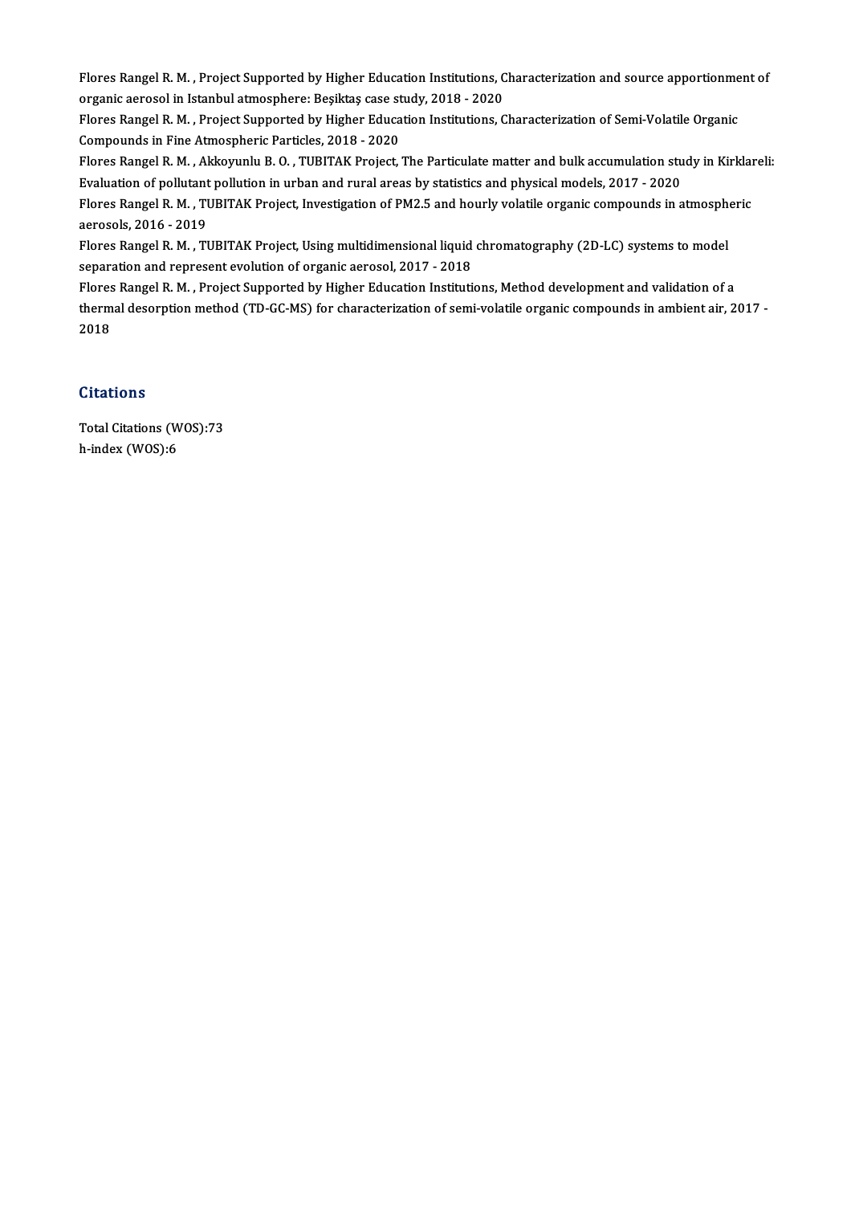Flores Rangel R. M. , Project Supported by Higher Education Institutions, Characterization and source apportionment of organic aerosol in Istanbul atmosphere: Beşiktaş case study, 2018 - 2020

Flores Rangel R. M. , Project Supported by Higher Education Institutions, Characterization of Semi-Volatile Organic Compounds in Fine Atmospheric Particles, 2018 - 2020

Flores Rangel R. M. , Akkoyunlu B. O. , TUBITAK Project, The Particulate matter and bulk accumulation study in Kirklareli: Evaluation of pollutant pollution in urban and rural areas by statistics and physical models, 2017 - 2020

Flores Rangel R. M. , TUBITAK Project, Investigation of PM2.5 and hourly volatile organic compounds in atmospheric aerosols, 2016 - 2019

Flores Rangel R. M. , TUBITAK Project, Using multidimensional liquid chromatography (2D-LC) systems to model separation and represent evolution of organic aerosol, 2017 - 2018

Flores Rangel R. M. , Project Supported by Higher Education Institutions, Method development and validation of a thermal desorption method (TD-GC-MS) for characterization of semi-volatile organic compounds in ambient air, 2017 - 2018

## Citations

Total Citations (WOS):73
h-index (WOS):6